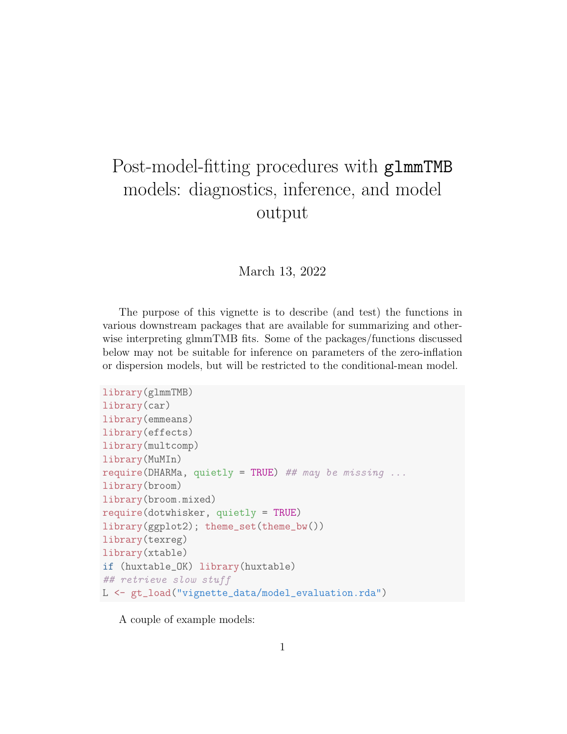# Post-model-fitting procedures with `glmmTMB` models: diagnostics, inference, and model output

March 13, 2022

The purpose of this vignette is to describe (and test) the functions in various downstream packages that are available for summarizing and otherwise interpreting glmmTMB fits. Some of the packages/functions discussed below may not be suitable for inference on parameters of the zero-inflation or dispersion models, but will be restricted to the conditional-mean model.

```
library(glmmTMB)
library(car)
library(emmeans)
library(effects)
library(multcomp)
library(MuMIn)
require(DHARMa, quietly = TRUE) ## may be missing ...
library(broom)
library(broom.mixed)
require(dotwhisker, quietly = TRUE)
library(ggplot2); theme_set(theme_bw())
library(texreg)
library(xtable)
if (huxtable_OK) library(huxtable)
## retrieve slow stuff
L <- gt_load("vignette_data/model_evaluation.rda")
```

A couple of example models: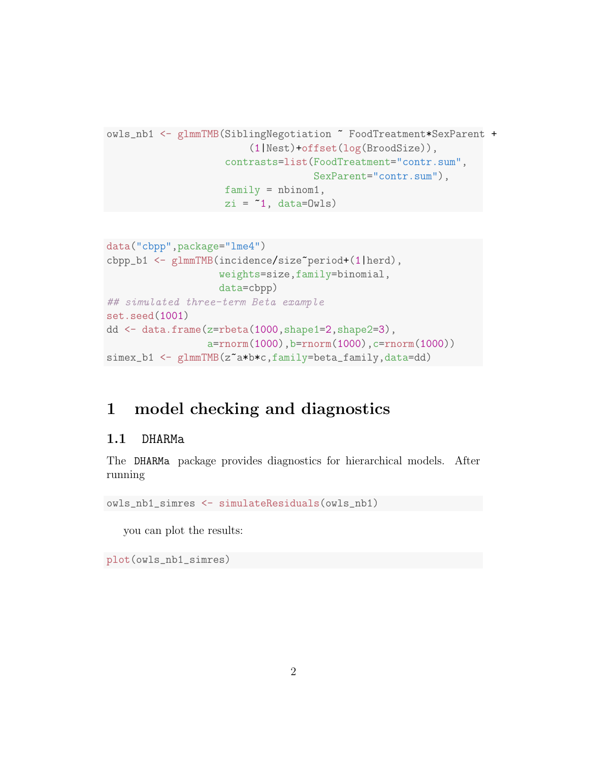```
owls_nb1 <- glmmTMB(SiblingNegotiation ~ FoodTreatment*SexParent +
                        (1|Nest)+offset(log(BroodSize)),
                    contrasts=list(FoodTreatment="contr.sum",
                                   SexParent="contr.sum"),
                    family = nbinom1,
                    zi = ~1, data=Owls)
```

```
data("cbpp",package="lme4")
cbpp_b1 <- glmmTMB(incidence/size~period+(1|herd),
                   weights=size,family=binomial,
                   data=cbpp)
## simulated three-term Beta example
set.seed(1001)
dd <- data.frame(z=rbeta(1000,shape1=2,shape2=3),
                 a=rnorm(1000),b=rnorm(1000),c=rnorm(1000))
simex_b1 <- glmmTMB(z~a*b*c,family=beta_family,data=dd)
```

# 1 model checking and diagnostics

## 1.1 DHARMa

The DHARMa package provides diagnostics for hierarchical models. After running

```
owls_nb1_simres <- simulateResiduals(owls_nb1)
```

you can plot the results:

```
plot(owls_nb1_simres)
```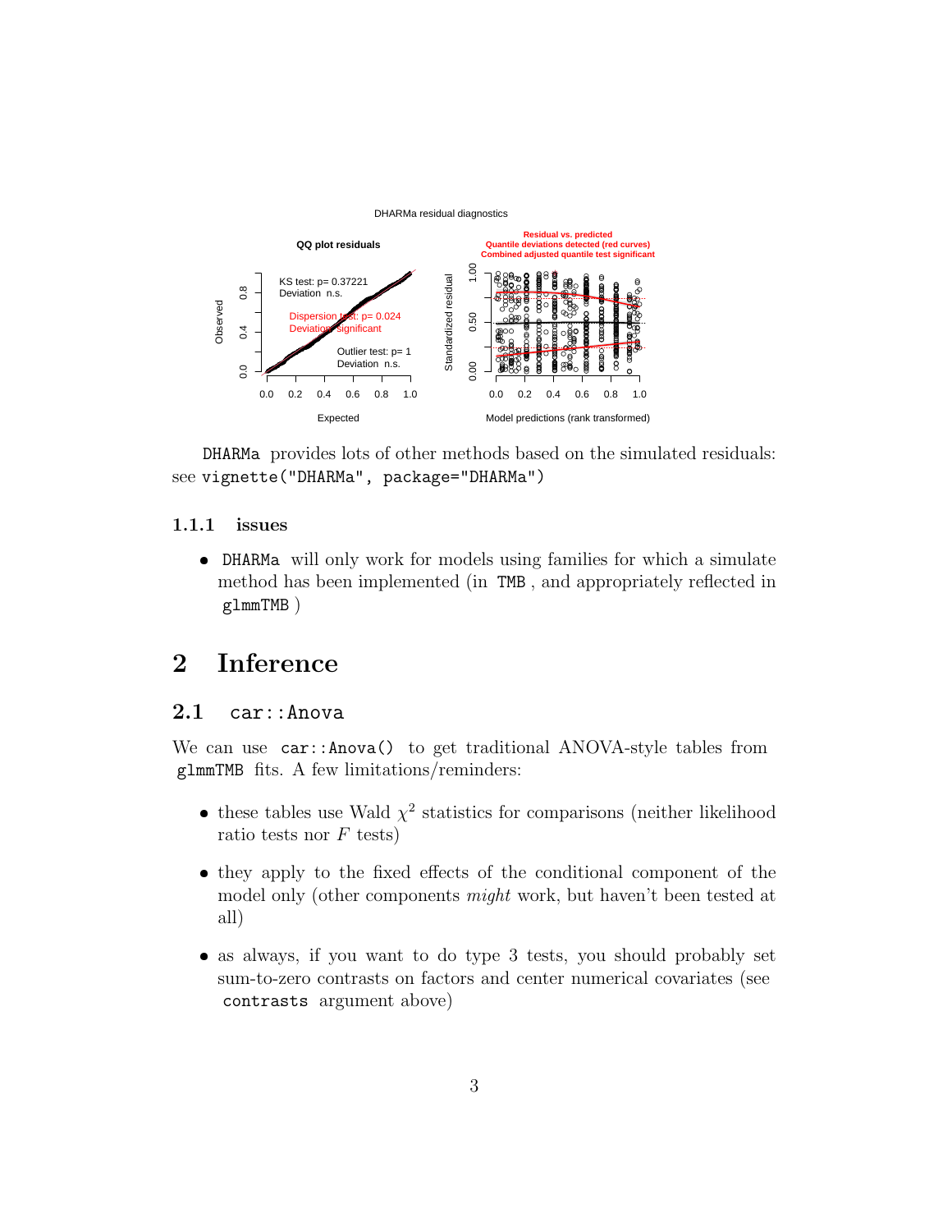DHARMa residual diagnostics

QQ plot residuals

KS test: p= 0.37221
Deviation n.s.

Dispersion test: p= 0.024
Deviation significant

Outlier test: p= 1
Deviation n.s.

Observed

0.0
0.4
0.8

0.0 0.2 0.4 0.6 0.8 1.0

Expected

Residual vs. predicted
Quantile deviations detected (red curves)
Combined adjusted quantile test significant

Standardized residual

0.00
0.50
1.00

0.0 0.2 0.4 0.6 0.8 1.0

Model predictions (rank transformed)

`DHARMa` provides lots of other methods based on the simulated residuals: see `vignette("DHARMa", package="DHARMa")`

### 1.1.1 issues

- `DHARMa` will only work for models using families for which a simulate method has been implemented (in `TMB`, and appropriately reflected in `glmmTMB`)

# 2 Inference

## 2.1 `car::Anova`

We can use `car::Anova()` to get traditional ANOVA-style tables from `glmmTMB` fits. A few limitations/reminders:

- these tables use Wald $\chi^2$ statistics for comparisons (neither likelihood ratio tests nor $F$ tests)
- they apply to the fixed effects of the conditional component of the model only (other components *might* work, but haven't been tested at all)
- as always, if you want to do type 3 tests, you should probably set sum-to-zero contrasts on factors and center numerical covariates (see `contrasts` argument above)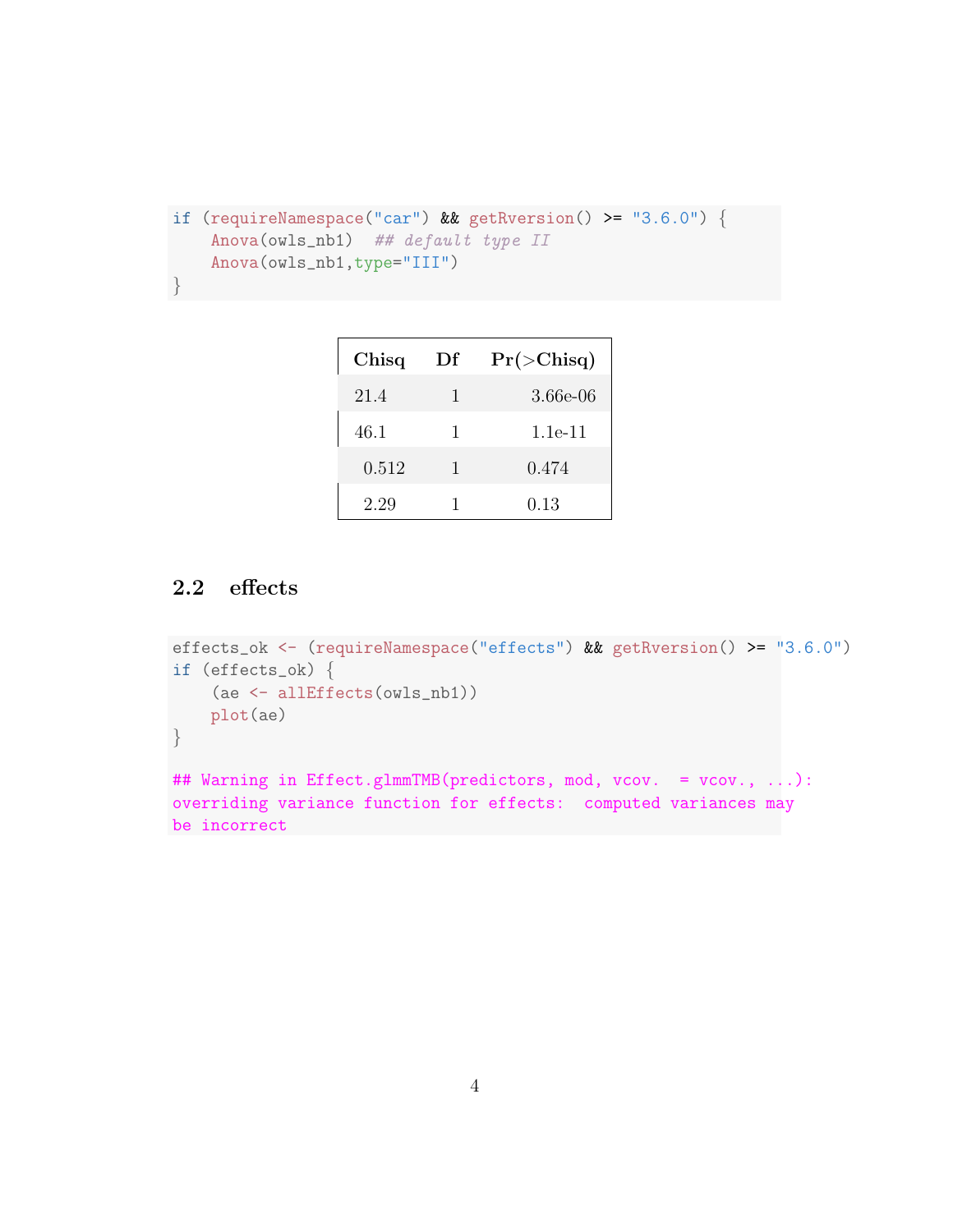```
if (requireNamespace("car") && getRversion() >= "3.6.0") {
    Anova(owls_nb1)  ## default type II
    Anova(owls_nb1,type="III")
}
```

| Chisq | Df | Pr(>Chisq) |
|---|---|---|
| 21.4 | 1 | 3.66e-06 |
| 46.1 | 1 | 1.1e-11 |
| 0.512 | 1 | 0.474 |
| 2.29 | 1 | 0.13 |

## 2.2 effects

```
effects_ok <- (requireNamespace("effects") && getRversion() >= "3.6.0")
if (effects_ok) {
    (ae <- allEffects(owls_nb1))
    plot(ae)
}

## Warning in Effect.glmmTMB(predictors, mod, vcov.  = vcov., ...):
overriding variance function for effects:  computed variances may
be incorrect
```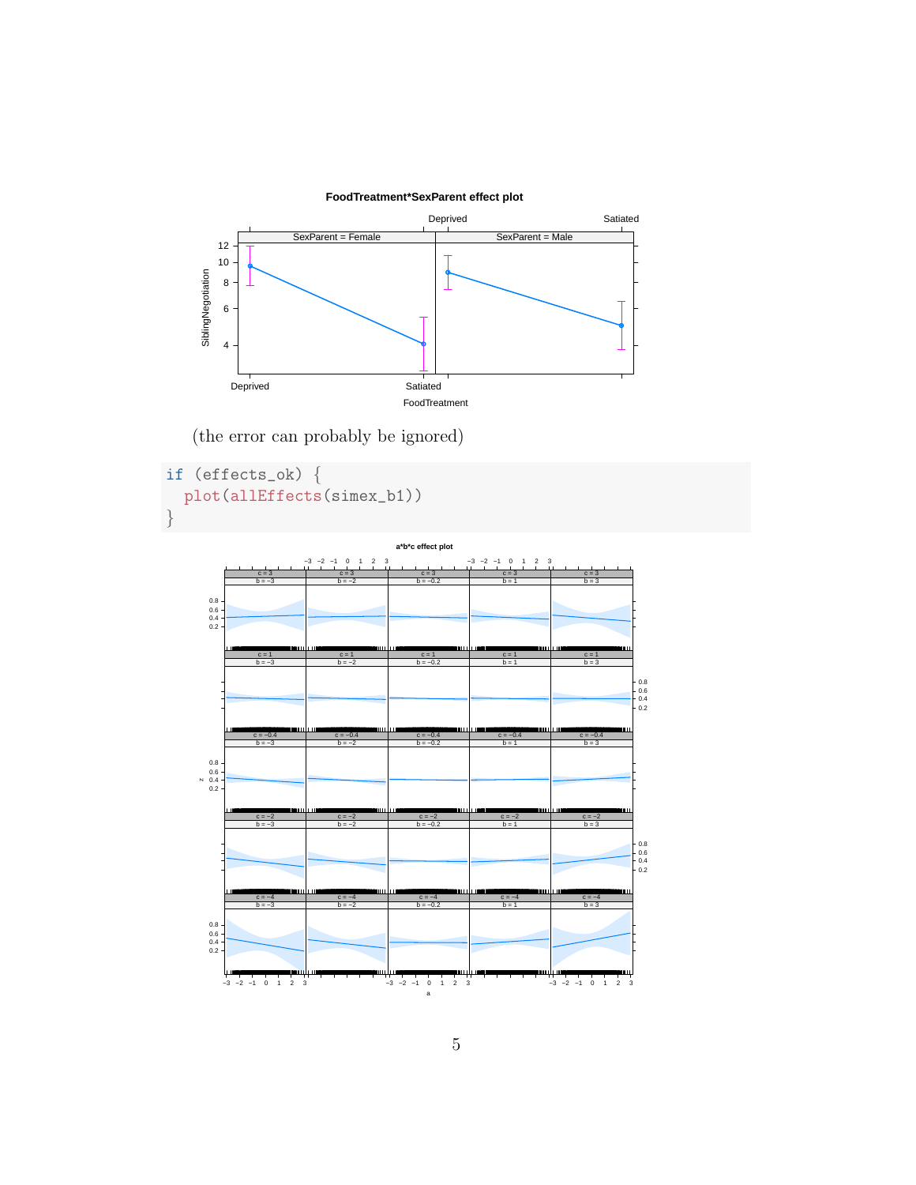FoodTreatment*SexParent effect plot

Deprived Satiated

SexParent = Female

SexParent = Male

SiblingNegotiation

12
10
8
6
4

Deprived Satiated

FoodTreatment

(the error can probably be ignored)

```
if (effects_ok) {
  plot(allEffects(simex_b1))
}
```

a*b*c effect plot

c = 3, b = −3; c = 3, b = −2; c = 3, b = −0.2; c = 3, b = 1; c = 3, b = 3

c = 1, b = −3; c = 1, b = −2; c = 1, b = −0.2; c = 1, b = 1; c = 1, b = 3

c = −0.4, b = −3; c = −0.4, b = −2; c = −0.4, b = −0.2; c = −0.4, b = 1; c = −0.4, b = 3

c = −2, b = −3; c = −2, b = −2; c = −2, b = −0.2; c = −2, b = 1; c = −2, b = 3

c = −4, b = −3; c = −4, b = −2; c = −4, b = −0.2; c = −4, b = 1; c = −4, b = 3

z

0.8
0.6
0.4
0.2

−3 −2 −1 0 1 2 3

a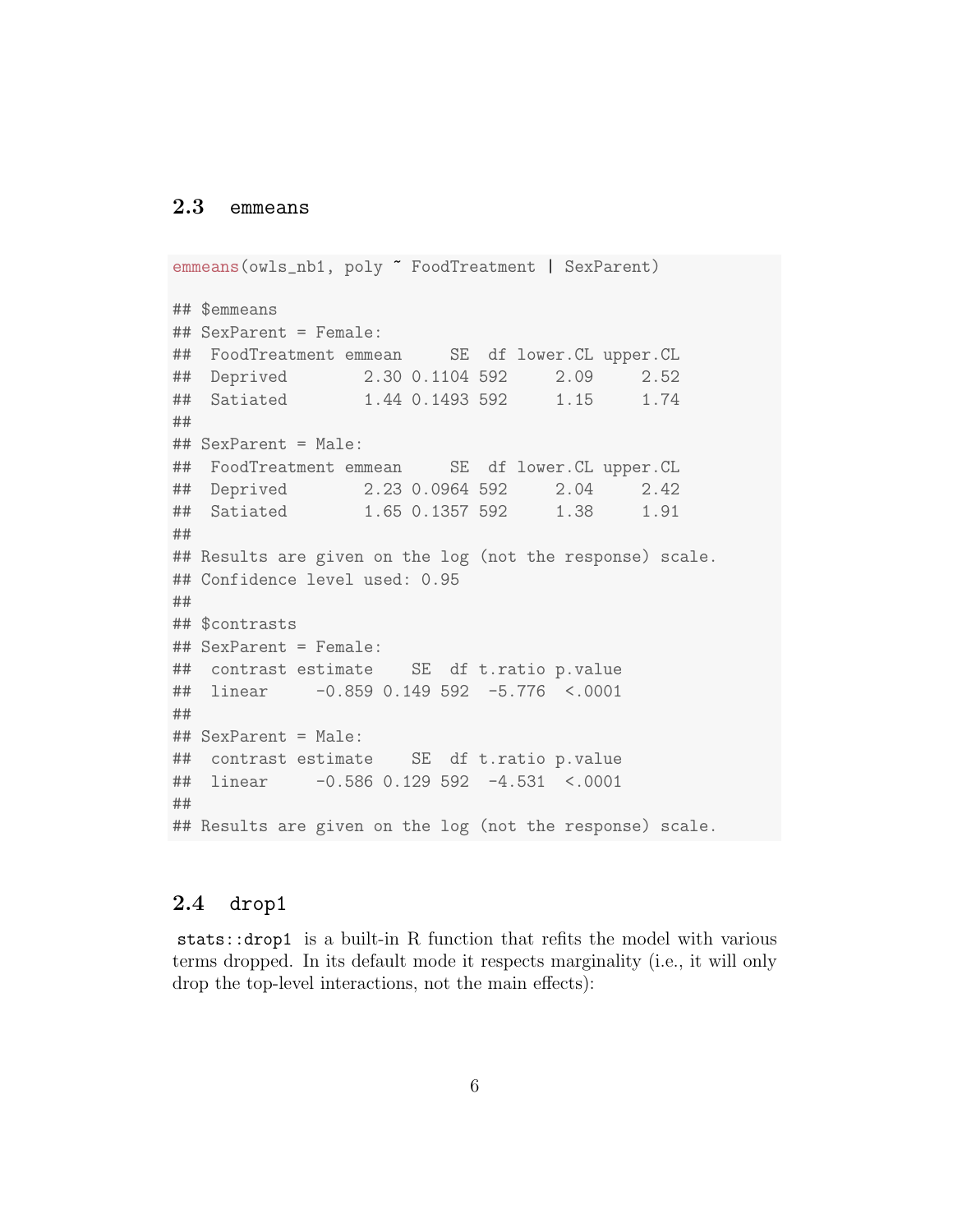### 2.3 emmeans

```
emmeans(owls_nb1, poly ~ FoodTreatment | SexParent)

## $emmeans
## SexParent = Female:
##  FoodTreatment emmean     SE  df lower.CL upper.CL
##  Deprived        2.30 0.1104 592     2.09     2.52
##  Satiated        1.44 0.1493 592     1.15     1.74
##
## SexParent = Male:
##  FoodTreatment emmean     SE  df lower.CL upper.CL
##  Deprived        2.23 0.0964 592     2.04     2.42
##  Satiated        1.65 0.1357 592     1.38     1.91
##
## Results are given on the log (not the response) scale.
## Confidence level used: 0.95
##
## $contrasts
## SexParent = Female:
##  contrast estimate    SE  df t.ratio p.value
##  linear     -0.859 0.149 592  -5.776  <.0001
##
## SexParent = Male:
##  contrast estimate    SE  df t.ratio p.value
##  linear     -0.586 0.129 592  -4.531  <.0001
##
## Results are given on the log (not the response) scale.
```

### 2.4 drop1

`stats::drop1` is a built-in R function that refits the model with various terms dropped. In its default mode it respects marginality (i.e., it will only drop the top-level interactions, not the main effects):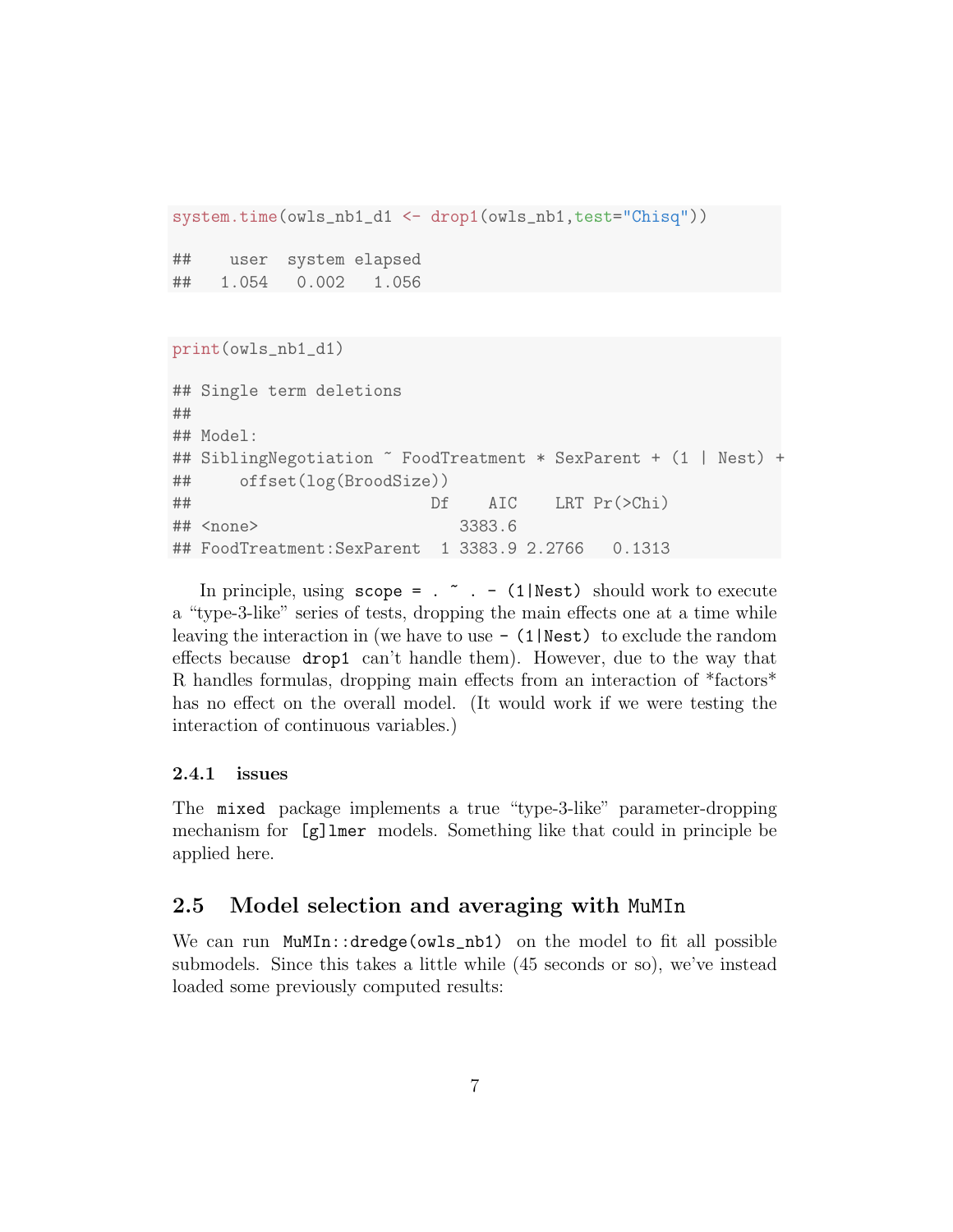```
system.time(owls_nb1_d1 <- drop1(owls_nb1,test="Chisq"))

##    user  system elapsed
##   1.054   0.002   1.056
```

```
print(owls_nb1_d1)

## Single term deletions
##
## Model:
## SiblingNegotiation ~ FoodTreatment * SexParent + (1 | Nest) +
##     offset(log(BroodSize))
##                         Df    AIC    LRT Pr(>Chi)
## <none>                     3383.6
## FoodTreatment:SexParent  1 3383.9 2.2766   0.1313
```

In principle, using `scope = . ~ . - (1|Nest)` should work to execute a "type-3-like" series of tests, dropping the main effects one at a time while leaving the interaction in (we have to use `- (1|Nest)` to exclude the random effects because `drop1` can't handle them). However, due to the way that R handles formulas, dropping main effects from an interaction of *factors* has no effect on the overall model. (It would work if we were testing the interaction of continuous variables.)

### 2.4.1 issues

The `mixed` package implements a true "type-3-like" parameter-dropping mechanism for `[g]lmer` models. Something like that could in principle be applied here.

## 2.5 Model selection and averaging with MuMIn

We can run `MuMIn::dredge(owls_nb1)` on the model to fit all possible submodels. Since this takes a little while (45 seconds or so), we've instead loaded some previously computed results: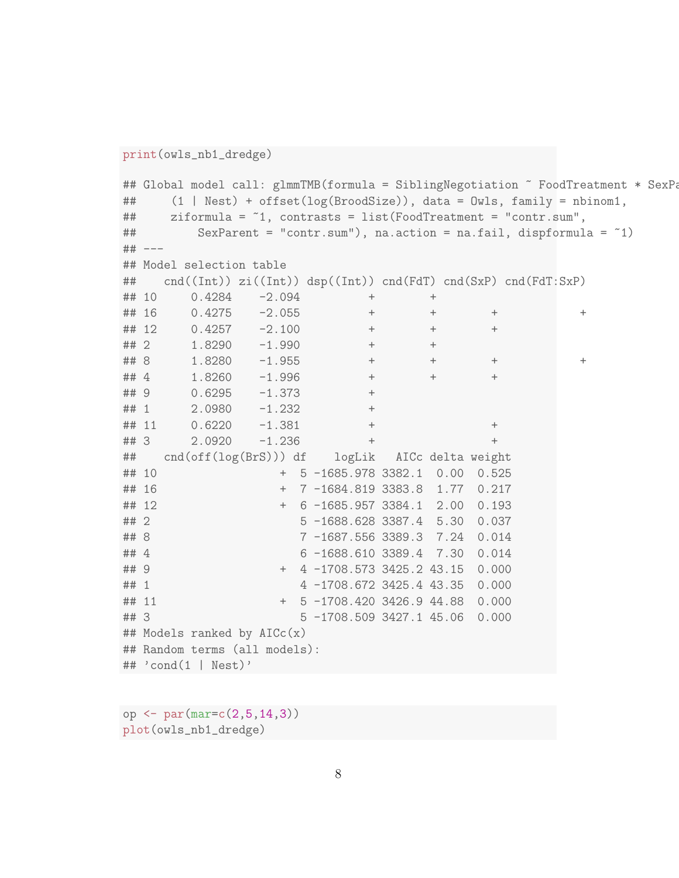```r
print(owls_nb1_dredge)
```

```
## Global model call: glmmTMB(formula = SiblingNegotiation ~ FoodTreatment * SexPa
##     (1 | Nest) + offset(log(BroodSize)), data = Owls, family = nbinom1,
##     ziformula = ~1, contrasts = list(FoodTreatment = "contr.sum",
##         SexParent = "contr.sum"), na.action = na.fail, dispformula = ~1)
## ---
## Model selection table
##    cnd((Int)) zi((Int)) dsp((Int)) cnd(FdT) cnd(SxP) cnd(FdT:SxP)
## 10     0.4284    -2.094          +        +
## 16     0.4275    -2.055          +        +        +            +
## 12     0.4257    -2.100          +        +        +
## 2      1.8290    -1.990          +        +
## 8      1.8280    -1.955          +        +        +            +
## 4      1.8260    -1.996          +        +        +
## 9      0.6295    -1.373          +
## 1      2.0980    -1.232          +
## 11     0.6220    -1.381          +                 +
## 3      2.0920    -1.236          +                 +
##    cnd(off(log(BrS))) df    logLik   AICc delta weight
## 10                  +  5 -1685.978 3382.1  0.00  0.525
## 16                  +  7 -1684.819 3383.8  1.77  0.217
## 12                  +  6 -1685.957 3384.1  2.00  0.193
## 2                      5 -1688.628 3387.4  5.30  0.037
## 8                      7 -1687.556 3389.3  7.24  0.014
## 4                      6 -1688.610 3389.4  7.30  0.014
## 9                   +  4 -1708.573 3425.2 43.15  0.000
## 1                      4 -1708.672 3425.4 43.35  0.000
## 11                  +  5 -1708.420 3426.9 44.88  0.000
## 3                      5 -1708.509 3427.1 45.06  0.000
## Models ranked by AICc(x)
## Random terms (all models):
## 'cond(1 | Nest)'
```

```r
op <- par(mar=c(2,5,14,3))
plot(owls_nb1_dredge)
```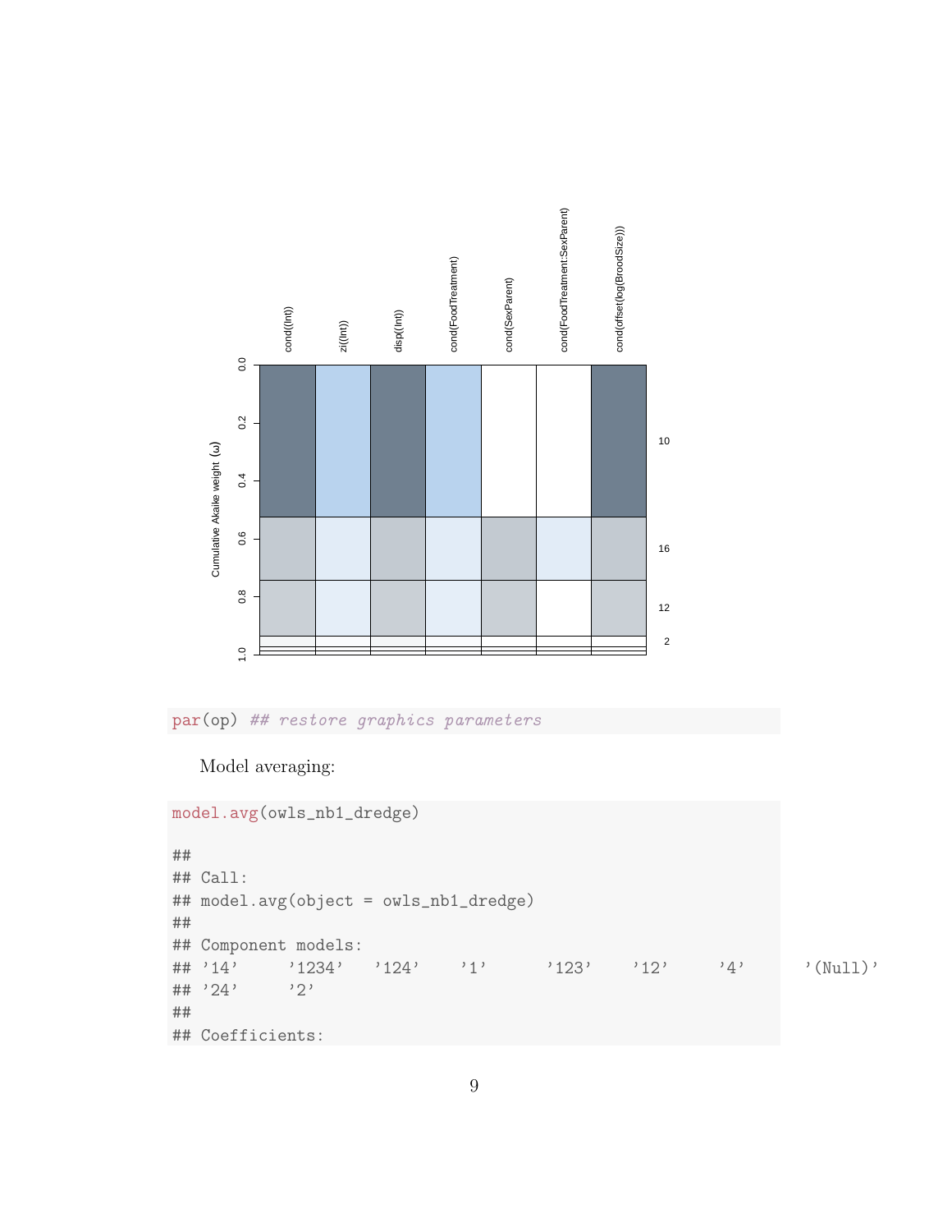```r
par(op) ## restore graphics parameters
```

Model averaging:

```r
model.avg(owls_nb1_dredge)

##
## Call:
## model.avg(object = owls_nb1_dredge)
##
## Component models:
## '14'     '1234'   '124'    '1'      '123'    '12'     '4'      '(Null)'
## '24'     '2'
##
## Coefficients:
```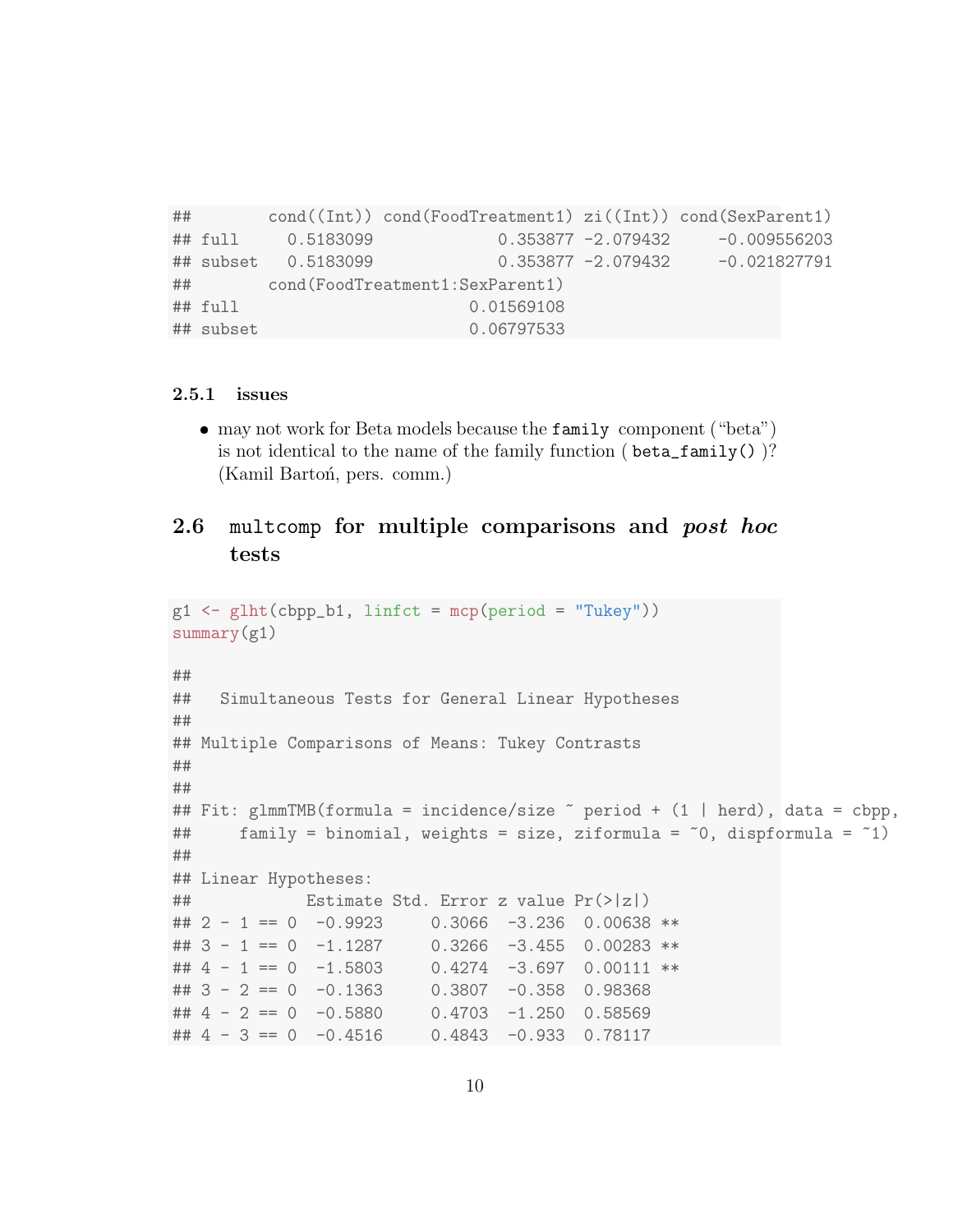```
##        cond((Int)) cond(FoodTreatment1) zi((Int)) cond(SexParent1)
## full     0.5183099            0.353877 -2.079432     -0.009556203
## subset   0.5183099            0.353877 -2.079432     -0.021827791
##        cond(FoodTreatment1:SexParent1)
## full                        0.01569108
## subset                      0.06797533
```

### 2.5.1 issues

- may not work for Beta models because the `family` component ("beta") is not identical to the name of the family function ( `beta_family()` )? (Kamil Bartoń, pers. comm.)

## 2.6 `multcomp` for multiple comparisons and *post hoc* tests

```
g1 <- glht(cbpp_b1, linfct = mcp(period = "Tukey"))
summary(g1)

##
##   Simultaneous Tests for General Linear Hypotheses
##
## Multiple Comparisons of Means: Tukey Contrasts
##
##
## Fit: glmmTMB(formula = incidence/size ~ period + (1 | herd), data = cbpp,
##     family = binomial, weights = size, ziformula = ~0, dispformula = ~1)
##
## Linear Hypotheses:
##            Estimate Std. Error z value Pr(>|z|)
## 2 - 1 == 0  -0.9923     0.3066  -3.236  0.00638 **
## 3 - 1 == 0  -1.1287     0.3266  -3.455  0.00283 **
## 4 - 1 == 0  -1.5803     0.4274  -3.697  0.00111 **
## 3 - 2 == 0  -0.1363     0.3807  -0.358  0.98368
## 4 - 2 == 0  -0.5880     0.4703  -1.250  0.58569
## 4 - 3 == 0  -0.4516     0.4843  -0.933  0.78117
```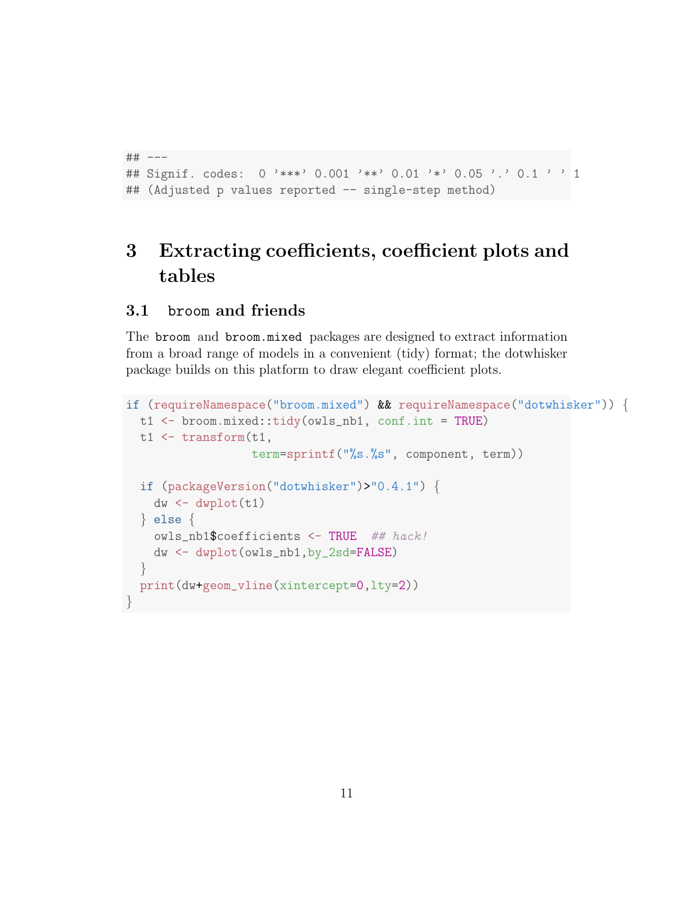```
## ---
## Signif. codes:  0 '***' 0.001 '**' 0.01 '*' 0.05 '.' 0.1 ' ' 1
## (Adjusted p values reported -- single-step method)
```

# 3 Extracting coefficients, coefficient plots and tables

## 3.1 broom and friends

The broom and broom.mixed packages are designed to extract information from a broad range of models in a convenient (tidy) format; the dotwhisker package builds on this platform to draw elegant coefficient plots.

```
if (requireNamespace("broom.mixed") && requireNamespace("dotwhisker")) {
  t1 <- broom.mixed::tidy(owls_nb1, conf.int = TRUE)
  t1 <- transform(t1,
                  term=sprintf("%s.%s", component, term))

  if (packageVersion("dotwhisker")>"0.4.1") {
    dw <- dwplot(t1)
  } else {
    owls_nb1$coefficients <- TRUE  ## hack!
    dw <- dwplot(owls_nb1,by_2sd=FALSE)
  }
  print(dw+geom_vline(xintercept=0,lty=2))
}
```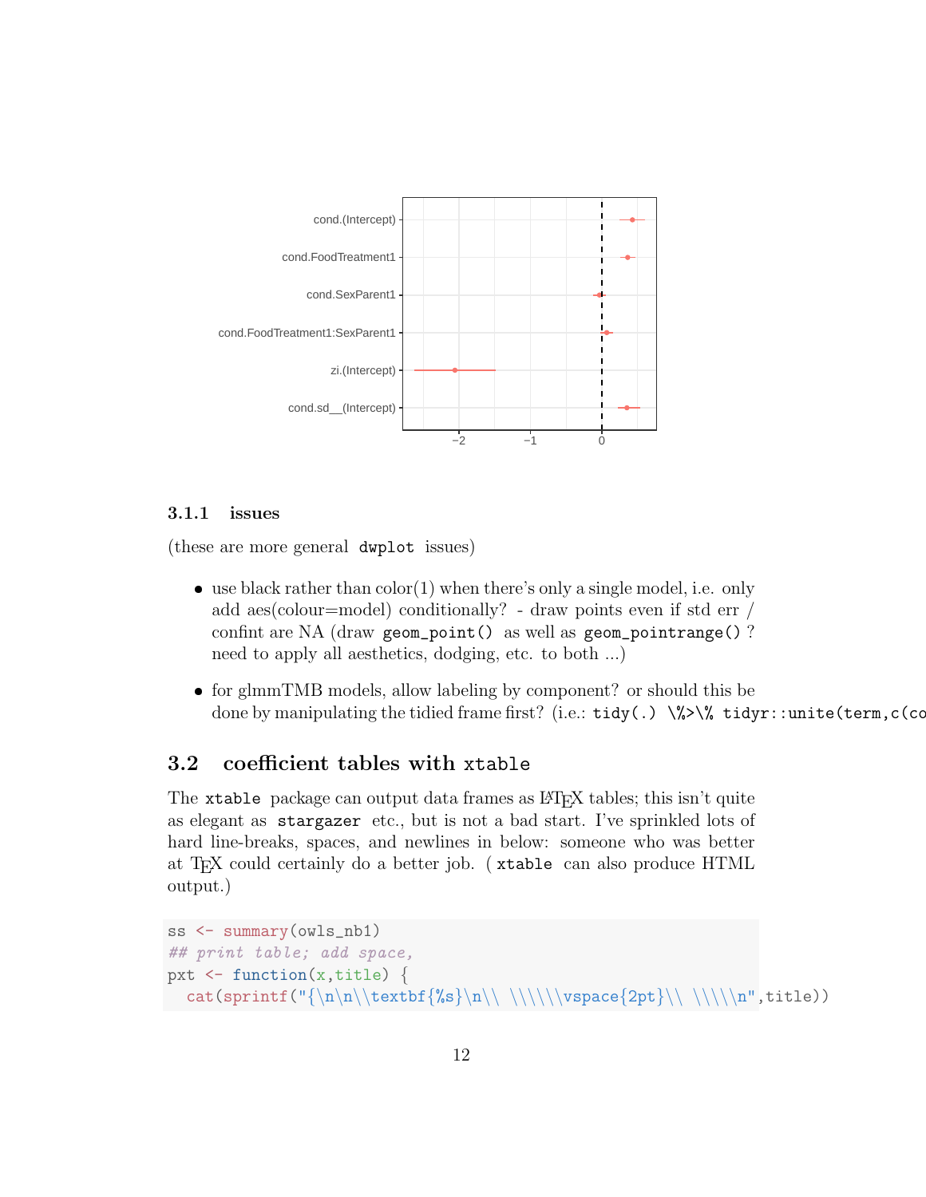cond.(Intercept)
cond.FoodTreatment1
cond.SexParent1
cond.FoodTreatment1:SexParent1
zi.(Intercept)
cond.sd__(Intercept)
−2
−1
0

### 3.1.1 issues

(these are more general `dwplot` issues)

- use black rather than color(1) when there's only a single model, i.e. only add aes(colour=model) conditionally? - draw points even if std err / confint are NA (draw `geom_point()` as well as `geom_pointrange()` ? need to apply all aesthetics, dodging, etc. to both ...)
- for glmmTMB models, allow labeling by component? or should this be done by manipulating the tidied frame first? (i.e.: `tidy(.) \%>\% tidyr::unite(term,c(co`

## 3.2 coefficient tables with `xtable`

The `xtable` package can output data frames as LaTeX tables; this isn't quite as elegant as `stargazer` etc., but is not a bad start. I've sprinkled lots of hard line-breaks, spaces, and newlines in below: someone who was better at TeX could certainly do a better job. (`xtable` can also produce HTML output.)

```
ss <- summary(owls_nb1)
## print table; add space,
pxt <- function(x,title) {
  cat(sprintf("{\n\n\\textbf{%s}\n\\ \\\\\\vspace{2pt}\\ \\\\\n",title))
```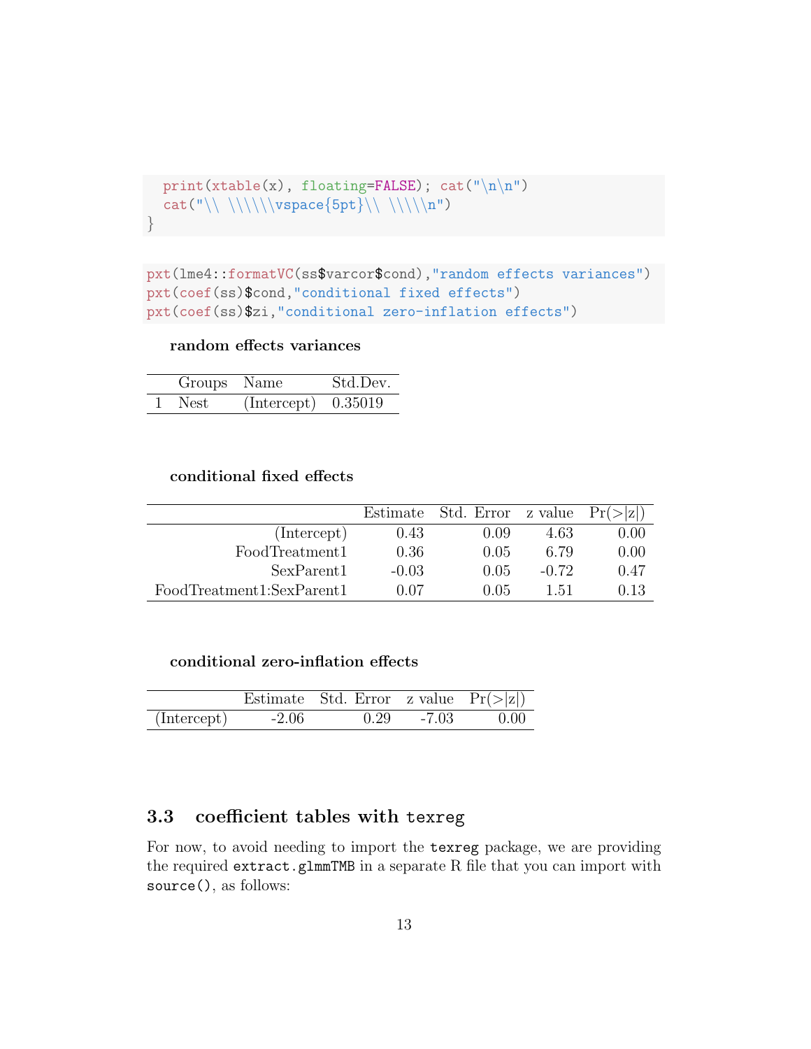```
  print(xtable(x), floating=FALSE); cat("\n\n")
  cat("\\ \\\\\\vspace{5pt}\\ \\\\\n")
}
```

```
pxt(lme4::formatVC(ss$varcor$cond),"random effects variances")
pxt(coef(ss)$cond,"conditional fixed effects")
pxt(coef(ss)$zi,"conditional zero-inflation effects")
```

**random effects variances**

| | Groups | Name | Std.Dev. |
|---|---|---|---|
| 1 | Nest | (Intercept) | 0.35019 |

**conditional fixed effects**

| | Estimate | Std. Error | z value | Pr(>\|z\|) |
|---|---|---|---|---|
| (Intercept) | 0.43 | 0.09 | 4.63 | 0.00 |
| FoodTreatment1 | 0.36 | 0.05 | 6.79 | 0.00 |
| SexParent1 | -0.03 | 0.05 | -0.72 | 0.47 |
| FoodTreatment1:SexParent1 | 0.07 | 0.05 | 1.51 | 0.13 |

**conditional zero-inflation effects**

| | Estimate | Std. Error | z value | Pr(>\|z\|) |
|---|---|---|---|---|
| (Intercept) | -2.06 | 0.29 | -7.03 | 0.00 |

## 3.3 coefficient tables with `texreg`

For now, to avoid needing to import the `texreg` package, we are providing the required `extract.glmmTMB` in a separate R file that you can import with `source()`, as follows: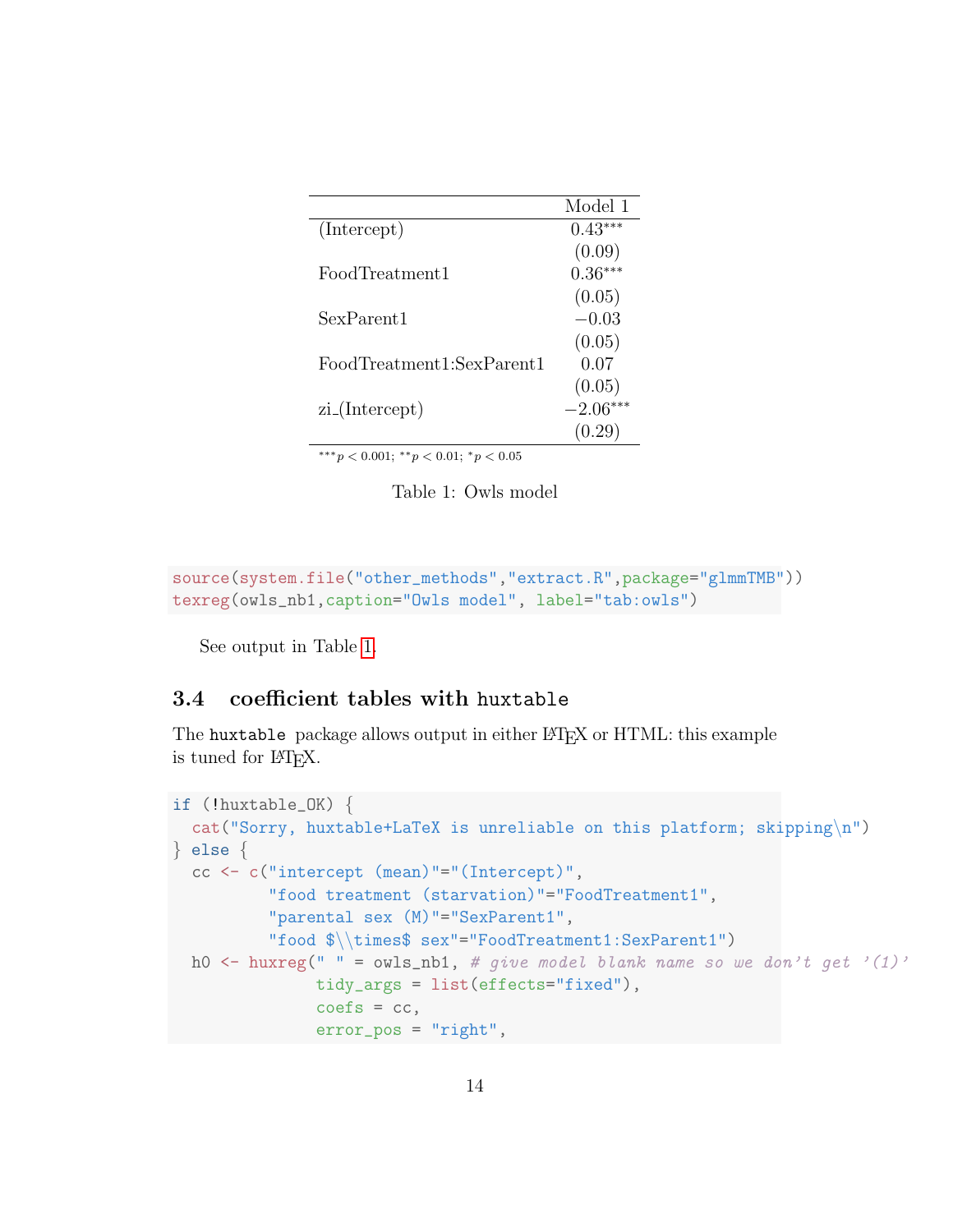| | Model 1 |
|---|---|
| (Intercept) | $0.43^{***}$ |
| | (0.09) |
| FoodTreatment1 | $0.36^{***}$ |
| | (0.05) |
| SexParent1 | $-0.03$ |
| | (0.05) |
| FoodTreatment1:SexParent1 | 0.07 |
| | (0.05) |
| zi_(Intercept) | $-2.06^{***}$ |
| | (0.29) |

$^{***}p < 0.001$; $^{**}p < 0.01$; $^{*}p < 0.05$

Table 1: Owls model

```
source(system.file("other_methods","extract.R",package="glmmTMB"))
texreg(owls_nb1,caption="Owls model", label="tab:owls")
```

See output in Table 1.

### 3.4 coefficient tables with huxtable

The `huxtable` package allows output in either LaTeX or HTML: this example is tuned for LaTeX.

```
if (!huxtable_OK) {
  cat("Sorry, huxtable+LaTeX is unreliable on this platform; skipping\n")
} else {
  cc <- c("intercept (mean)"="(Intercept)",
          "food treatment (starvation)"="FoodTreatment1",
          "parental sex (M)"="SexParent1",
          "food $\\times$ sex"="FoodTreatment1:SexParent1")
  h0 <- huxreg(" " = owls_nb1, # give model blank name so we don't get '(1)'
               tidy_args = list(effects="fixed"),
               coefs = cc,
               error_pos = "right",
```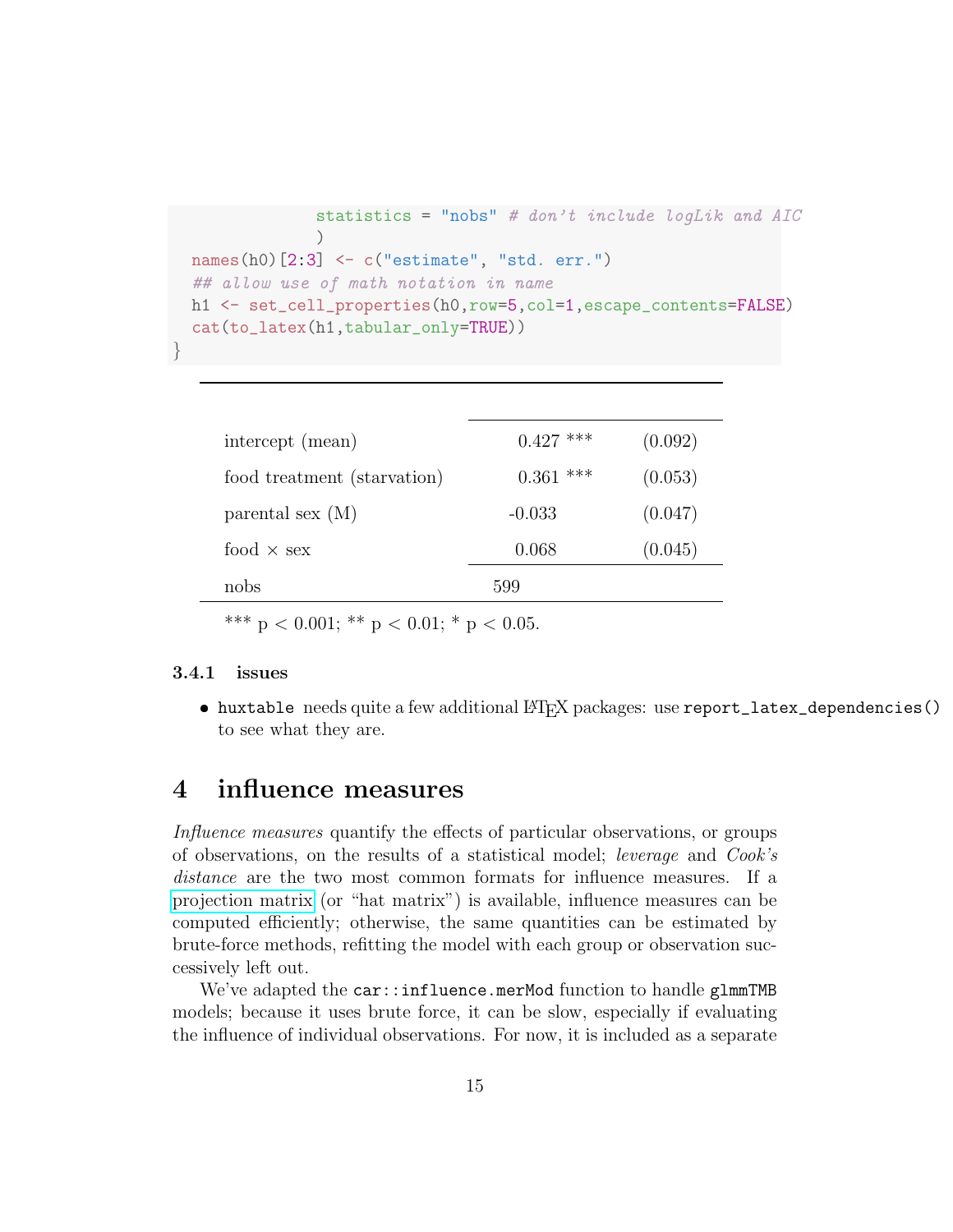```
             statistics = "nobs" # don't include logLik and AIC
             )
  names(h0)[2:3] <- c("estimate", "std. err.")
  ## allow use of math notation in name
  h1 <- set_cell_properties(h0,row=5,col=1,escape_contents=FALSE)
  cat(to_latex(h1,tabular_only=TRUE))
}
```

| | | |
|---|---|---|
| intercept (mean) | 0.427 *** | (0.092) |
| food treatment (starvation) | 0.361 *** | (0.053) |
| parental sex (M) | -0.033 | (0.047) |
| food × sex | 0.068 | (0.045) |
| nobs | 599 | |

*** p < 0.001; ** p < 0.01; * p < 0.05.

### 3.4.1 issues

- `huxtable` needs quite a few additional LaTeX packages: use `report_latex_dependencies()` to see what they are.

# 4 influence measures

*Influence measures* quantify the effects of particular observations, or groups of observations, on the results of a statistical model; *leverage* and *Cook's distance* are the two most common formats for influence measures. If a projection matrix (or "hat matrix") is available, influence measures can be computed efficiently; otherwise, the same quantities can be estimated by brute-force methods, refitting the model with each group or observation successively left out.

We've adapted the `car::influence.merMod` function to handle `glmmTMB` models; because it uses brute force, it can be slow, especially if evaluating the influence of individual observations. For now, it is included as a separate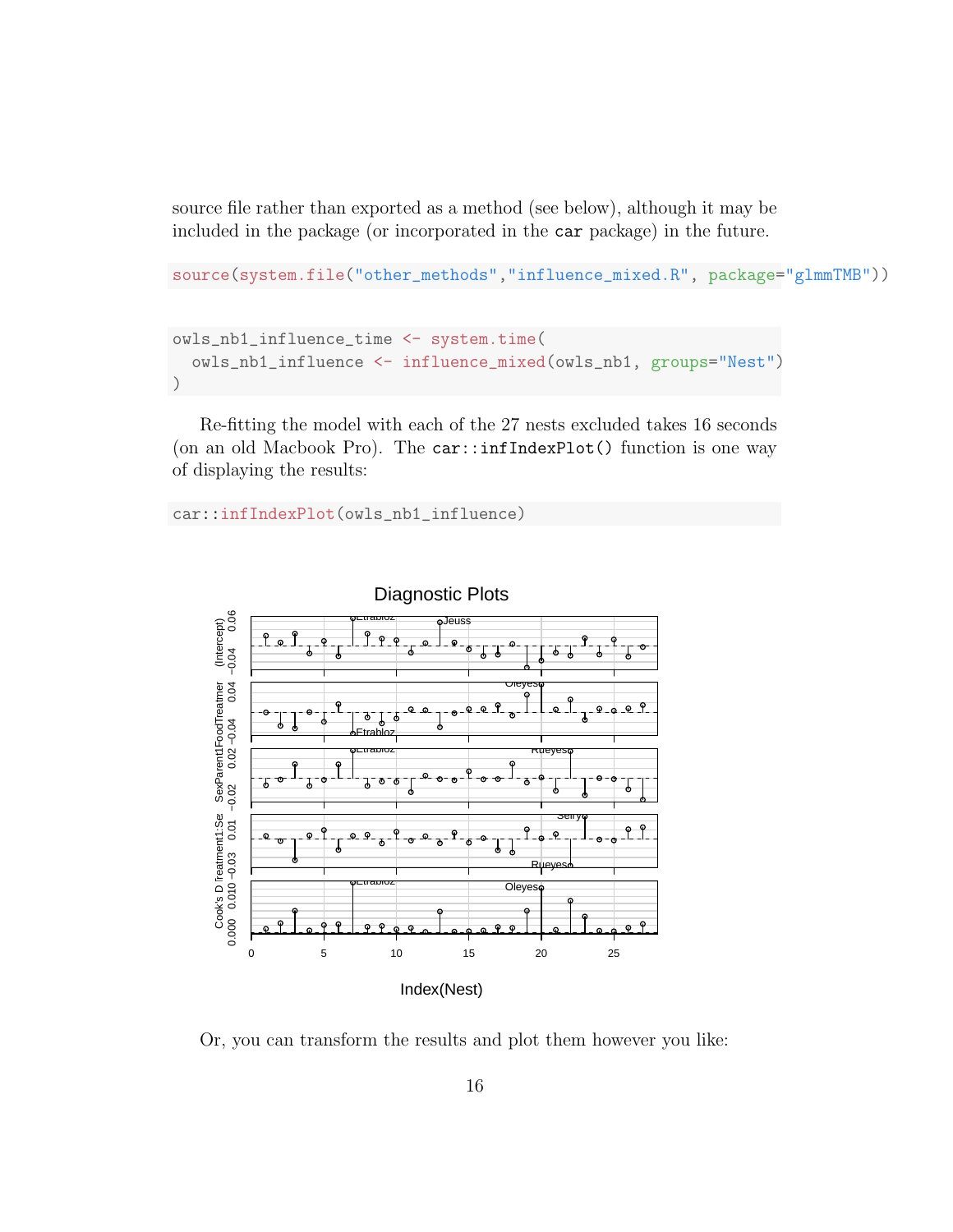source file rather than exported as a method (see below), although it may be included in the package (or incorporated in the car package) in the future.

```
source(system.file("other_methods","influence_mixed.R", package="glmmTMB"))
```

```
owls_nb1_influence_time <- system.time(
  owls_nb1_influence <- influence_mixed(owls_nb1, groups="Nest")
)
```

Re-fitting the model with each of the 27 nests excluded takes 16 seconds (on an old Macbook Pro). The `car::infIndexPlot()` function is one way of displaying the results:

```
car::infIndexPlot(owls_nb1_influence)
```

Or, you can transform the results and plot them however you like: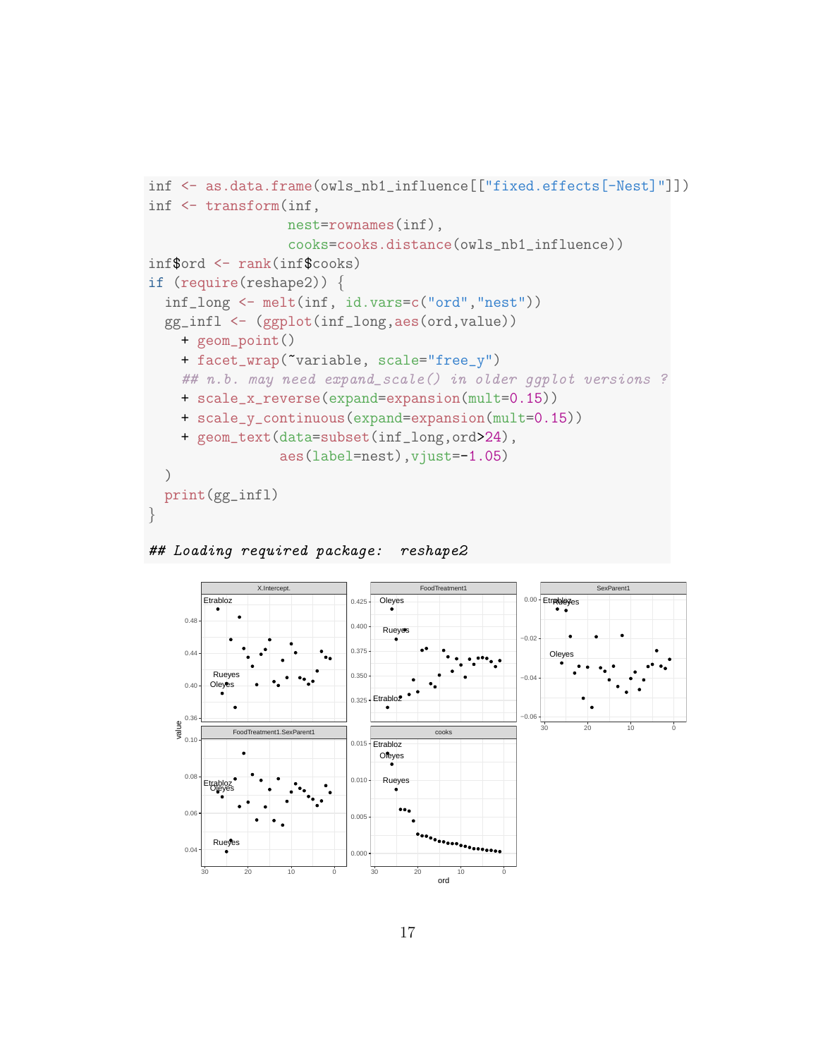```
inf <- as.data.frame(owls_nb1_influence[["fixed.effects[-Nest]"]])
inf <- transform(inf,
                 nest=rownames(inf),
                 cooks=cooks.distance(owls_nb1_influence))
inf$ord <- rank(inf$cooks)
if (require(reshape2)) {
  inf_long <- melt(inf, id.vars=c("ord","nest"))
  gg_infl <- (ggplot(inf_long,aes(ord,value))
    + geom_point()
    + facet_wrap(~variable, scale="free_y")
    ## n.b. may need expand_scale() in older ggplot versions ?
    + scale_x_reverse(expand=expansion(mult=0.15))
    + scale_y_continuous(expand=expansion(mult=0.15))
    + geom_text(data=subset(inf_long,ord>24),
               aes(label=nest),vjust=-1.05)
  )
  print(gg_infl)
}

## Loading required package:  reshape2
```

X.Intercept.
FoodTreatment1
SexParent1
FoodTreatment1.SexParent1
cooks

Etrabloz
Rueyes
Oleyes

0.48
0.44
0.40
0.36

0.425
0.400
0.375
0.350
0.325

0.00
−0.02
−0.04
−0.06

0.10
0.08
0.06
0.04

0.015
0.010
0.005
0.000

30
20
10
0

value
ord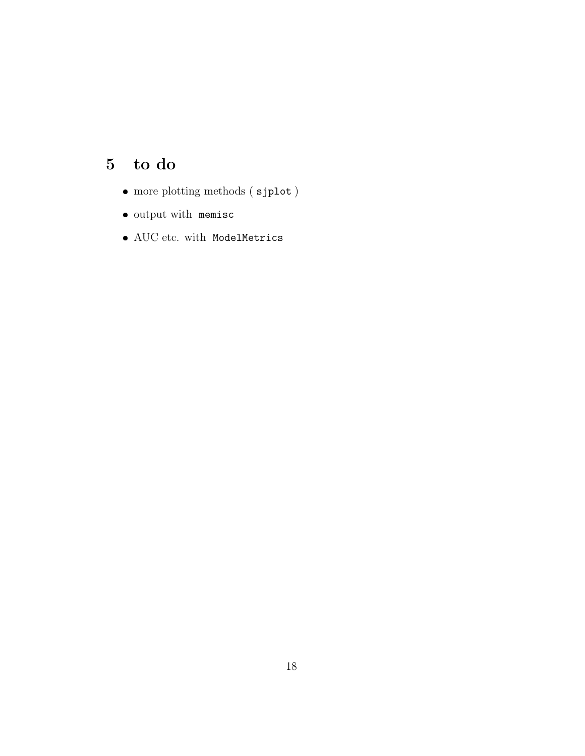## 5 to do

- more plotting methods ( `sjplot` )
- output with `memisc`
- AUC etc. with `ModelMetrics`